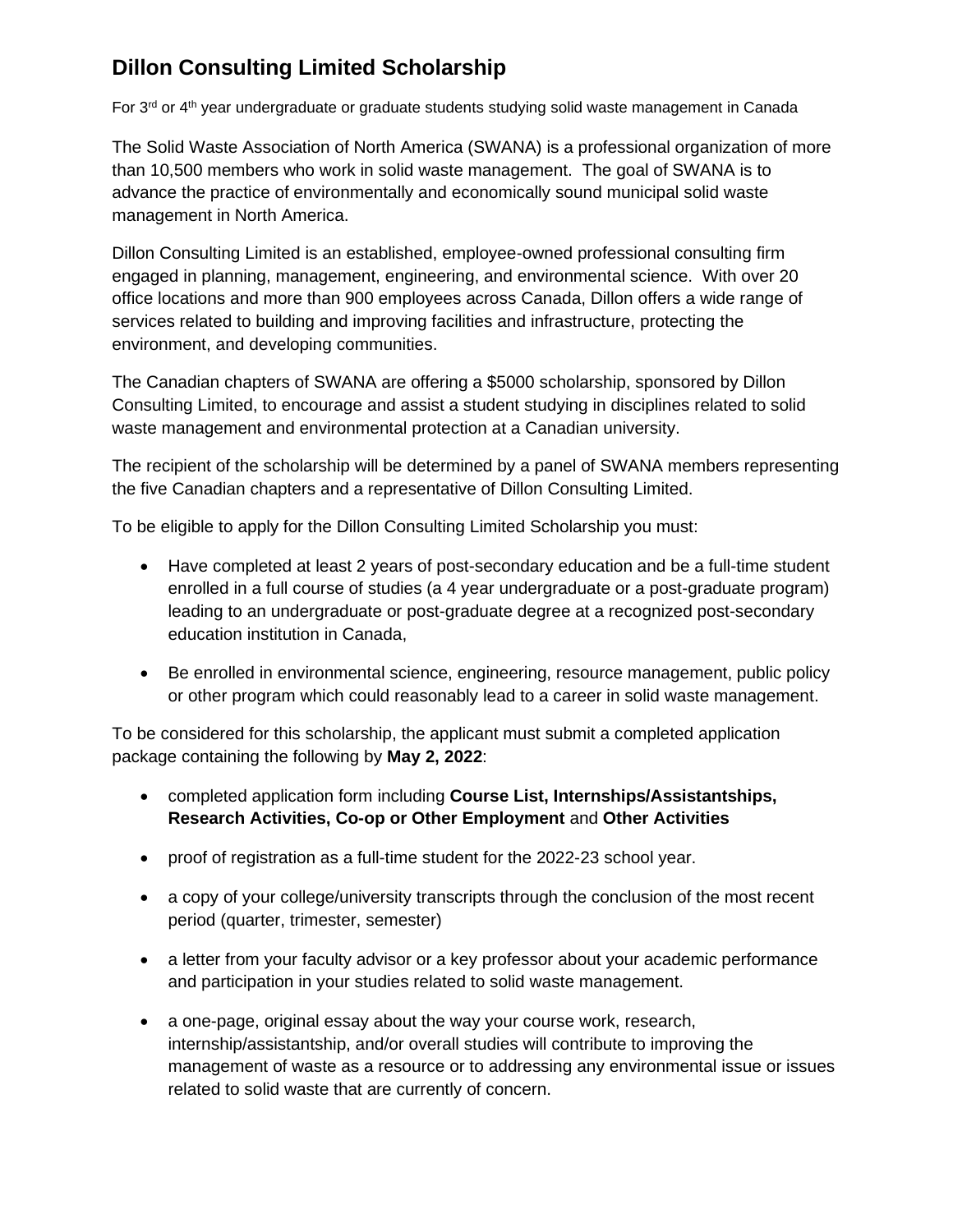# Dillon Consulting Limited Scholarship

For 3rd or 4th year undergraduate or graduate students studying solid waste management in Canada

The Solid Waste Association of North America (SWANA) is a professional organization of more than 10,500 members who work in solid waste management. The goal of SWANA is to advance the practice of environmentally and economically sound municipal solid waste management in North America.

Dillon Consulting Limited is an established, employee-owned professional consulting firm engaged in planning, management, engineering, and environmental science. With over 20 office locations and more than 900 employees across Canada, Dillon offers a wide range of services related to building and improving facilities and infrastructure, protecting the environment, and developing communities.

The Canadian chapters of SWANA are offering a $5000 scholarship, sponsored by Dillon Consulting Limited, to encourage and assist a student studying in disciplines related to solid waste management and environmental protection at a Canadian university.

The recipient of the scholarship will be determined by a panel of SWANA members representing the five Canadian chapters and a representative of Dillon Consulting Limited.

To be eligible to apply for the Dillon Consulting Limited Scholarship you must:

- Have completed at least 2 years of post-secondary education and be a full-time student enrolled in a full course of studies (a 4 year undergraduate or a post-graduate program) leading to an undergraduate or post-graduate degree at a recognized post-secondary education institution in Canada,
- Be enrolled in environmental science, engineering, resource management, public policy or other program which could reasonably lead to a career in solid waste management.

To be considered for this scholarship, the applicant must submit a completed application package containing the following by **May 2, 2022**:

- completed application form including **Course List, Internships/Assistantships, Research Activities, Co-op or Other Employment** and **Other Activities**
- proof of registration as a full-time student for the 2022-23 school year.
- a copy of your college/university transcripts through the conclusion of the most recent period (quarter, trimester, semester)
- a letter from your faculty advisor or a key professor about your academic performance and participation in your studies related to solid waste management.
- a one-page, original essay about the way your course work, research, internship/assistantship, and/or overall studies will contribute to improving the management of waste as a resource or to addressing any environmental issue or issues related to solid waste that are currently of concern.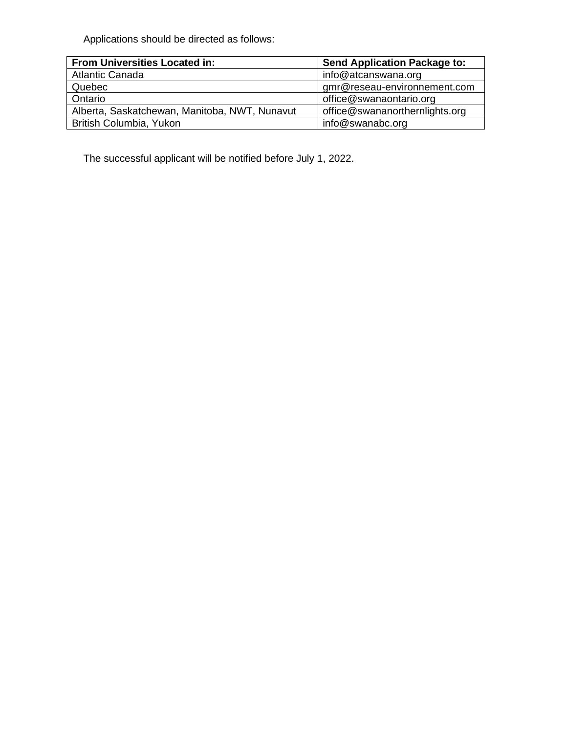Applications should be directed as follows:

| **From Universities Located in:** | **Send Application Package to:** |
| --- | --- |
| Atlantic Canada | info@atcanswana.org |
| Quebec | gmr@reseau-environnement.com |
| Ontario | office@swanaontario.org |
| Alberta, Saskatchewan, Manitoba, NWT, Nunavut | office@swananorthernlights.org |
| British Columbia, Yukon | info@swanabc.org |

The successful applicant will be notified before July 1, 2022.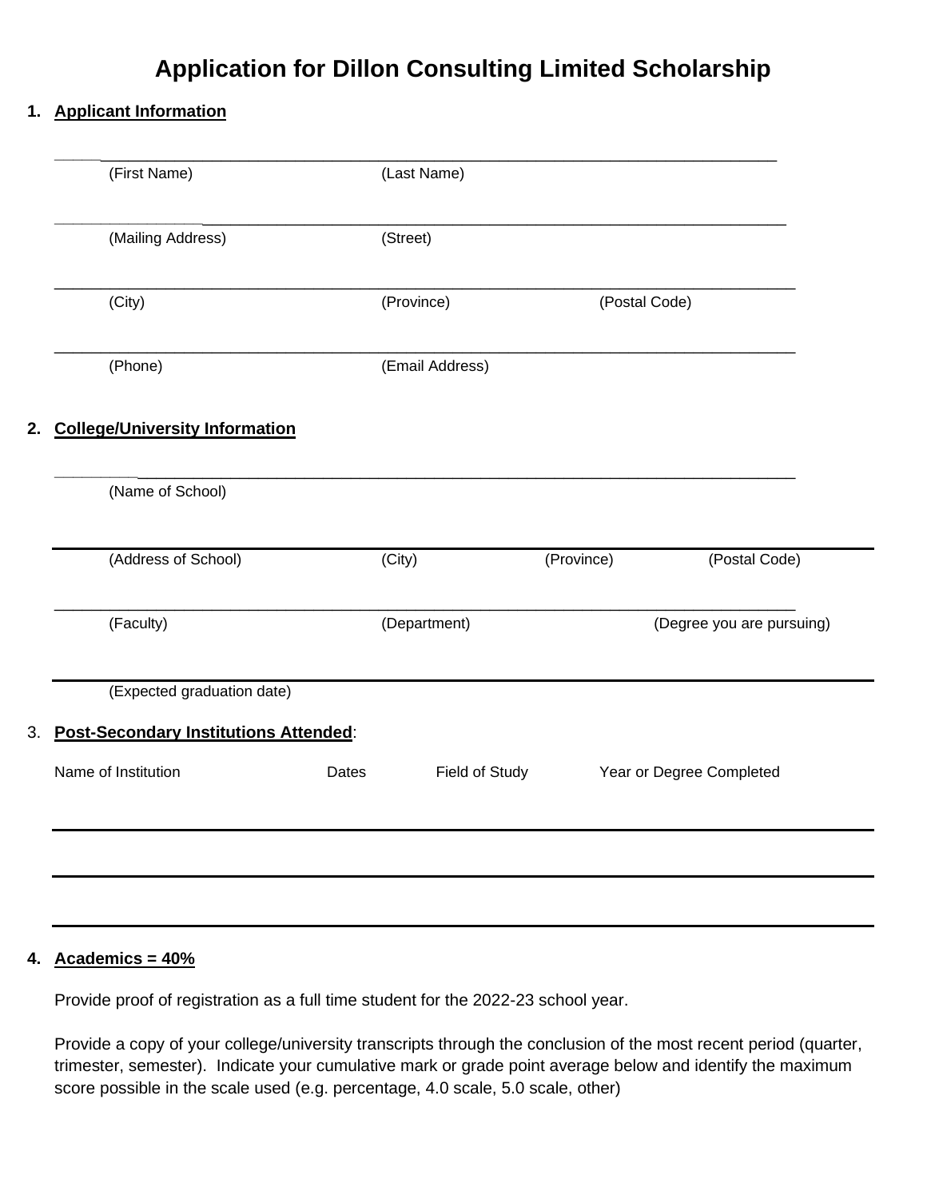# Application for Dillon Consulting Limited Scholarship

**1. Applicant Information**

_______________________________________________________________________________

(First Name) (Last Name)

_______________________________________________________________________________

(Mailing Address) (Street)

_______________________________________________________________________________

(City) (Province) (Postal Code)

_______________________________________________________________________________

(Phone) (Email Address)

**2. College/University Information**

_______________________________________________________________________________

(Name of School)

_______________________________________________________________________________

(Address of School) (City) (Province) (Postal Code)

_______________________________________________________________________________

(Faculty) (Department) (Degree you are pursuing)

_______________________________________________________________________________

(Expected graduation date)

3. **Post-Secondary Institutions Attended**:

| Name of Institution | Dates | Field of Study | Year or Degree Completed |
| --- | --- | --- | --- |
| | | | |
| | | | |
| | | | |

**4. Academics = 40%**

Provide proof of registration as a full time student for the 2022-23 school year.

Provide a copy of your college/university transcripts through the conclusion of the most recent period (quarter, trimester, semester). Indicate your cumulative mark or grade point average below and identify the maximum score possible in the scale used (e.g. percentage, 4.0 scale, 5.0 scale, other)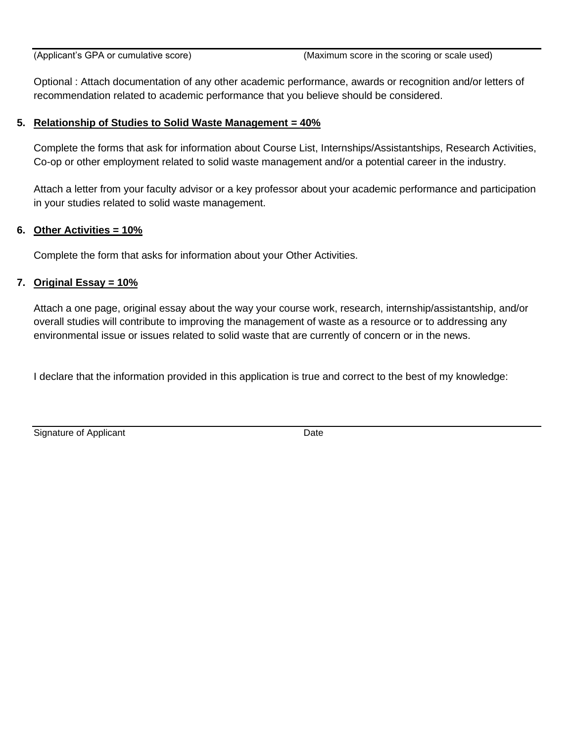(Applicant’s GPA or cumulative score) (Maximum score in the scoring or scale used)

Optional : Attach documentation of any other academic performance, awards or recognition and/or letters of recommendation related to academic performance that you believe should be considered.

**5. Relationship of Studies to Solid Waste Management = 40%**

Complete the forms that ask for information about Course List, Internships/Assistantships, Research Activities, Co-op or other employment related to solid waste management and/or a potential career in the industry.

Attach a letter from your faculty advisor or a key professor about your academic performance and participation in your studies related to solid waste management.

**6. Other Activities = 10%**

Complete the form that asks for information about your Other Activities.

**7. Original Essay = 10%**

Attach a one page, original essay about the way your course work, research, internship/assistantship, and/or overall studies will contribute to improving the management of waste as a resource or to addressing any environmental issue or issues related to solid waste that are currently of concern or in the news.

I declare that the information provided in this application is true and correct to the best of my knowledge:

Signature of Applicant Date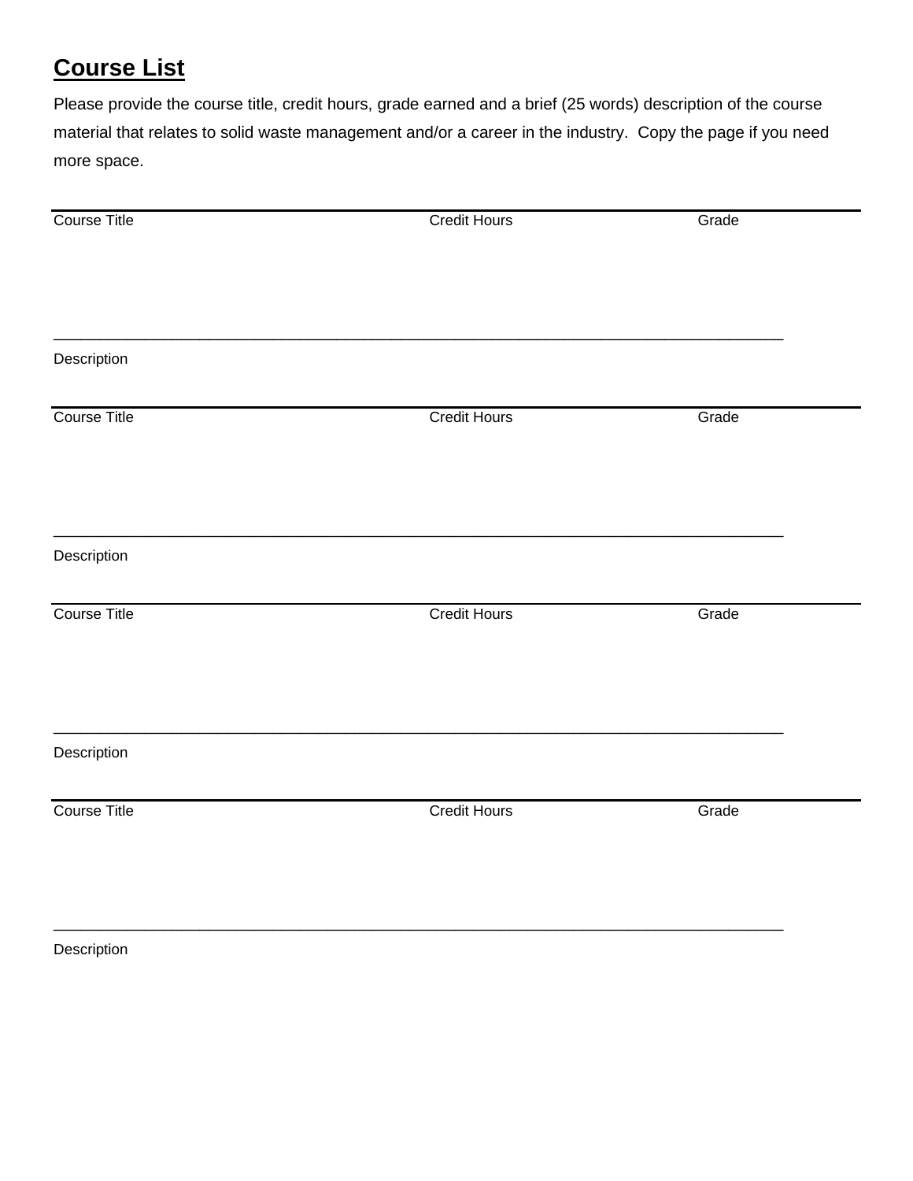## **Course List**

Please provide the course title, credit hours, grade earned and a brief (25 words) description of the course material that relates to solid waste management and/or a career in the industry. Copy the page if you need more space.

---

Course Title | Credit Hours | Grade

\_\_\_\_\_\_\_\_\_\_\_\_\_\_\_\_\_\_\_\_\_\_\_\_\_\_\_\_\_\_\_\_\_\_\_\_\_\_\_\_\_\_\_\_\_\_\_\_\_\_\_\_\_\_\_\_\_\_\_\_\_\_\_\_\_\_\_\_\_\_\_\_\_\_\_\_\_\_

Description

---

Course Title | Credit Hours | Grade

\_\_\_\_\_\_\_\_\_\_\_\_\_\_\_\_\_\_\_\_\_\_\_\_\_\_\_\_\_\_\_\_\_\_\_\_\_\_\_\_\_\_\_\_\_\_\_\_\_\_\_\_\_\_\_\_\_\_\_\_\_\_\_\_\_\_\_\_\_\_\_\_\_\_\_\_\_\_

Description

---

Course Title | Credit Hours | Grade

\_\_\_\_\_\_\_\_\_\_\_\_\_\_\_\_\_\_\_\_\_\_\_\_\_\_\_\_\_\_\_\_\_\_\_\_\_\_\_\_\_\_\_\_\_\_\_\_\_\_\_\_\_\_\_\_\_\_\_\_\_\_\_\_\_\_\_\_\_\_\_\_\_\_\_\_\_\_

Description

---

Course Title | Credit Hours | Grade

\_\_\_\_\_\_\_\_\_\_\_\_\_\_\_\_\_\_\_\_\_\_\_\_\_\_\_\_\_\_\_\_\_\_\_\_\_\_\_\_\_\_\_\_\_\_\_\_\_\_\_\_\_\_\_\_\_\_\_\_\_\_\_\_\_\_\_\_\_\_\_\_\_\_\_\_\_\_

Description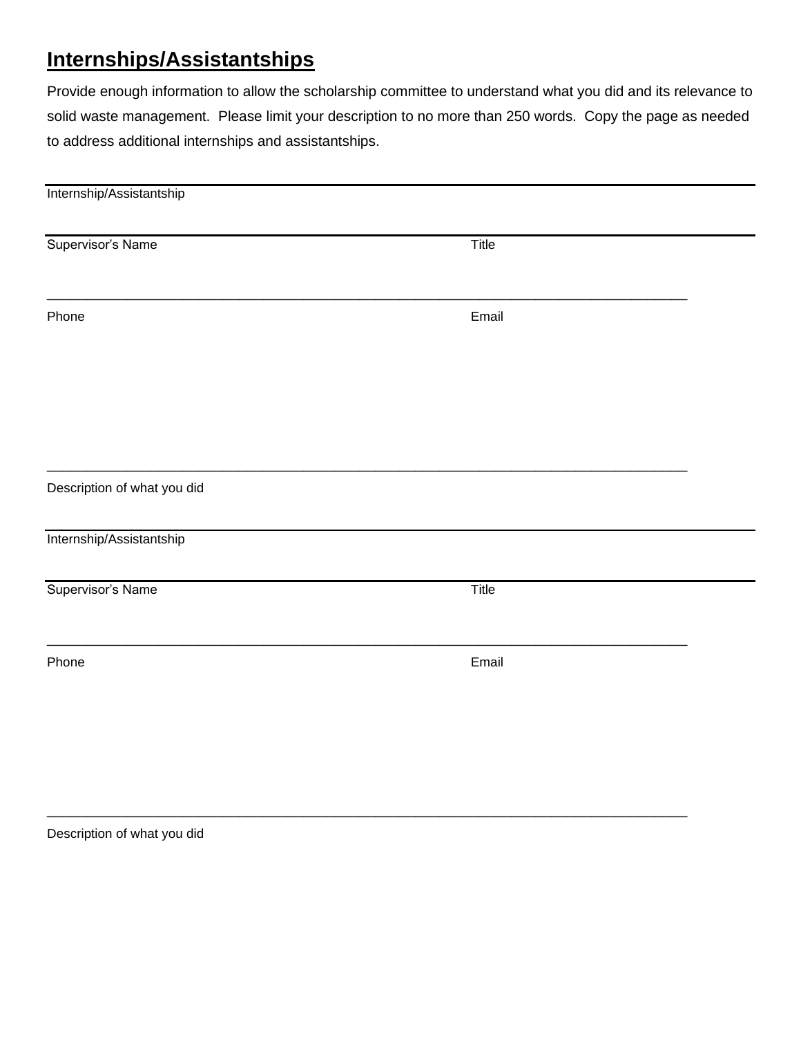## Internships/Assistantships

Provide enough information to allow the scholarship committee to understand what you did and its relevance to solid waste management. Please limit your description to no more than 250 words. Copy the page as needed to address additional internships and assistantships.

---

Internship/Assistantship

---

Supervisor's Name Title

---

Phone Email

---

Description of what you did

---

Internship/Assistantship

---

Supervisor's Name Title

---

Phone Email

---

Description of what you did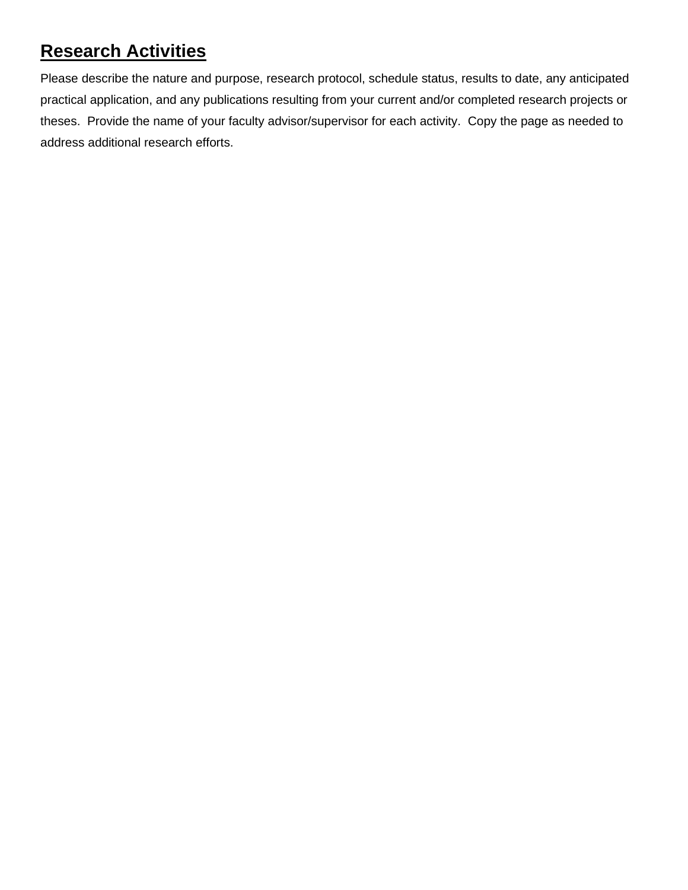## Research Activities

Please describe the nature and purpose, research protocol, schedule status, results to date, any anticipated practical application, and any publications resulting from your current and/or completed research projects or theses. Provide the name of your faculty advisor/supervisor for each activity. Copy the page as needed to address additional research efforts.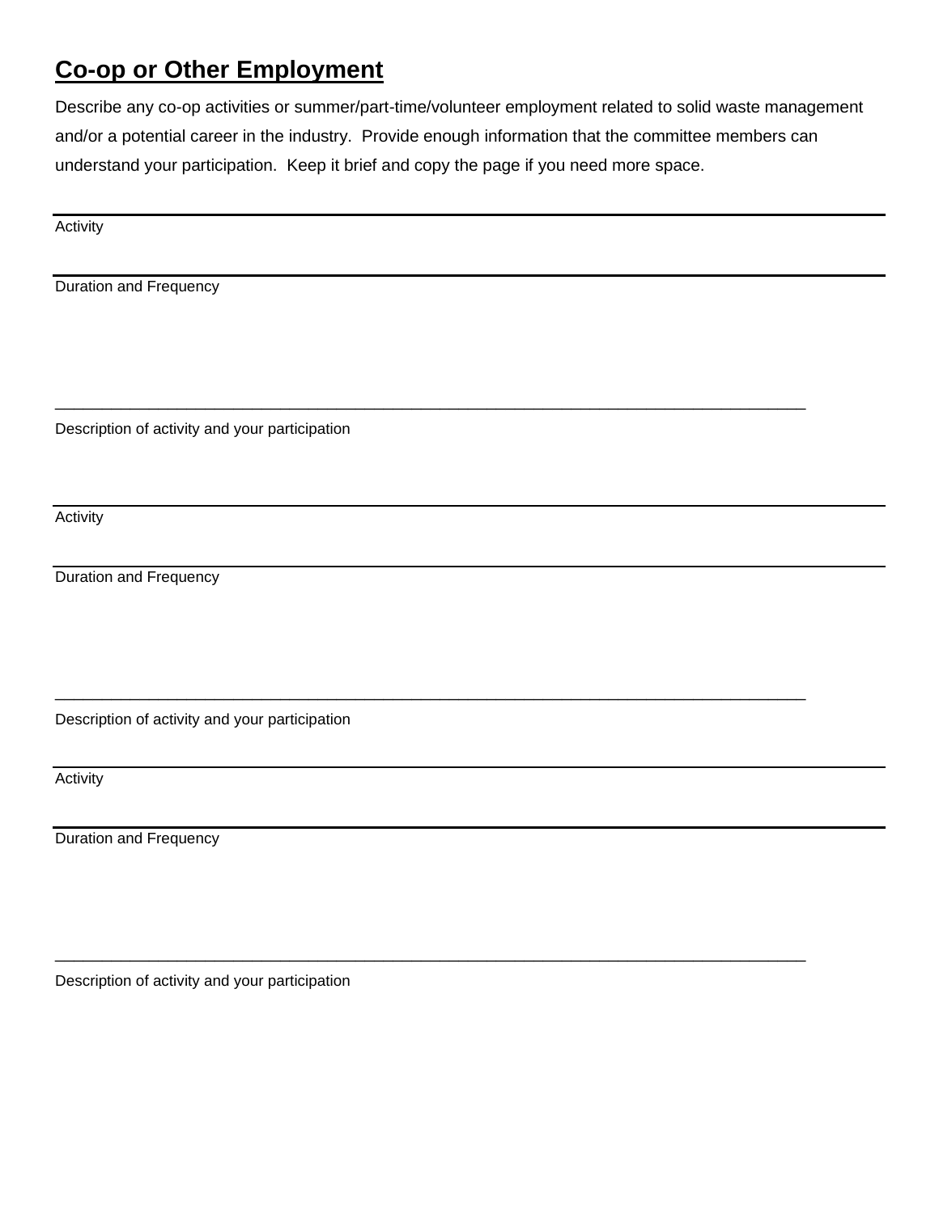## Co-op or Other Employment

Describe any co-op activities or summer/part-time/volunteer employment related to solid waste management and/or a potential career in the industry. Provide enough information that the committee members can understand your participation. Keep it brief and copy the page if you need more space.

---

Activity

---

Duration and Frequency

\_\_\_\_\_\_\_\_\_\_\_\_\_\_\_\_\_\_\_\_\_\_\_\_\_\_\_\_\_\_\_\_\_\_\_\_\_\_\_\_\_\_\_\_\_\_\_\_\_\_\_\_\_\_\_\_\_\_\_\_\_\_\_\_\_\_\_\_\_\_\_\_\_\_\_\_\_\_\_\_\_\_\_\_\_\_

Description of activity and your participation

---

Activity

---

Duration and Frequency

\_\_\_\_\_\_\_\_\_\_\_\_\_\_\_\_\_\_\_\_\_\_\_\_\_\_\_\_\_\_\_\_\_\_\_\_\_\_\_\_\_\_\_\_\_\_\_\_\_\_\_\_\_\_\_\_\_\_\_\_\_\_\_\_\_\_\_\_\_\_\_\_\_\_\_\_\_\_\_\_\_\_\_\_\_\_

Description of activity and your participation

---

Activity

---

Duration and Frequency

\_\_\_\_\_\_\_\_\_\_\_\_\_\_\_\_\_\_\_\_\_\_\_\_\_\_\_\_\_\_\_\_\_\_\_\_\_\_\_\_\_\_\_\_\_\_\_\_\_\_\_\_\_\_\_\_\_\_\_\_\_\_\_\_\_\_\_\_\_\_\_\_\_\_\_\_\_\_\_\_\_\_\_\_\_\_

Description of activity and your participation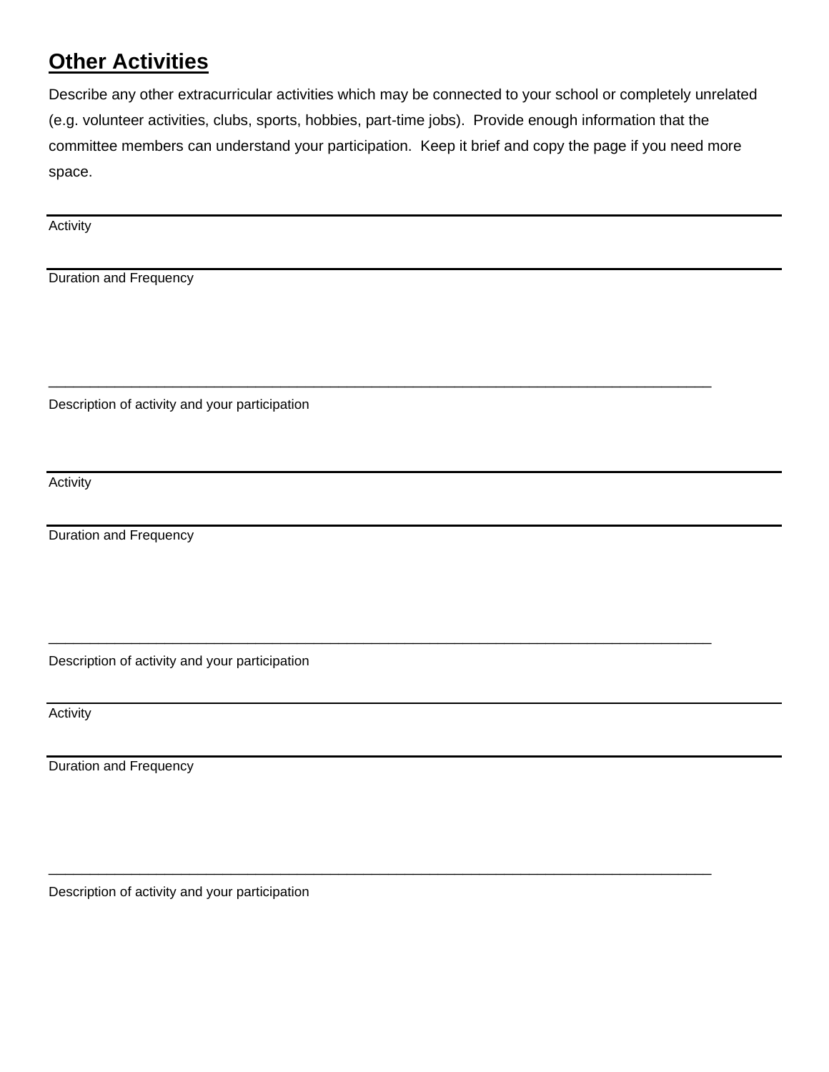## Other Activities

Describe any other extracurricular activities which may be connected to your school or completely unrelated (e.g. volunteer activities, clubs, sports, hobbies, part-time jobs). Provide enough information that the committee members can understand your participation. Keep it brief and copy the page if you need more space.

---

Activity

---

Duration and Frequency

_______________________________________________________________________________

Description of activity and your participation

---

Activity

---

Duration and Frequency

_______________________________________________________________________________

Description of activity and your participation

---

Activity

---

Duration and Frequency

_______________________________________________________________________________

Description of activity and your participation